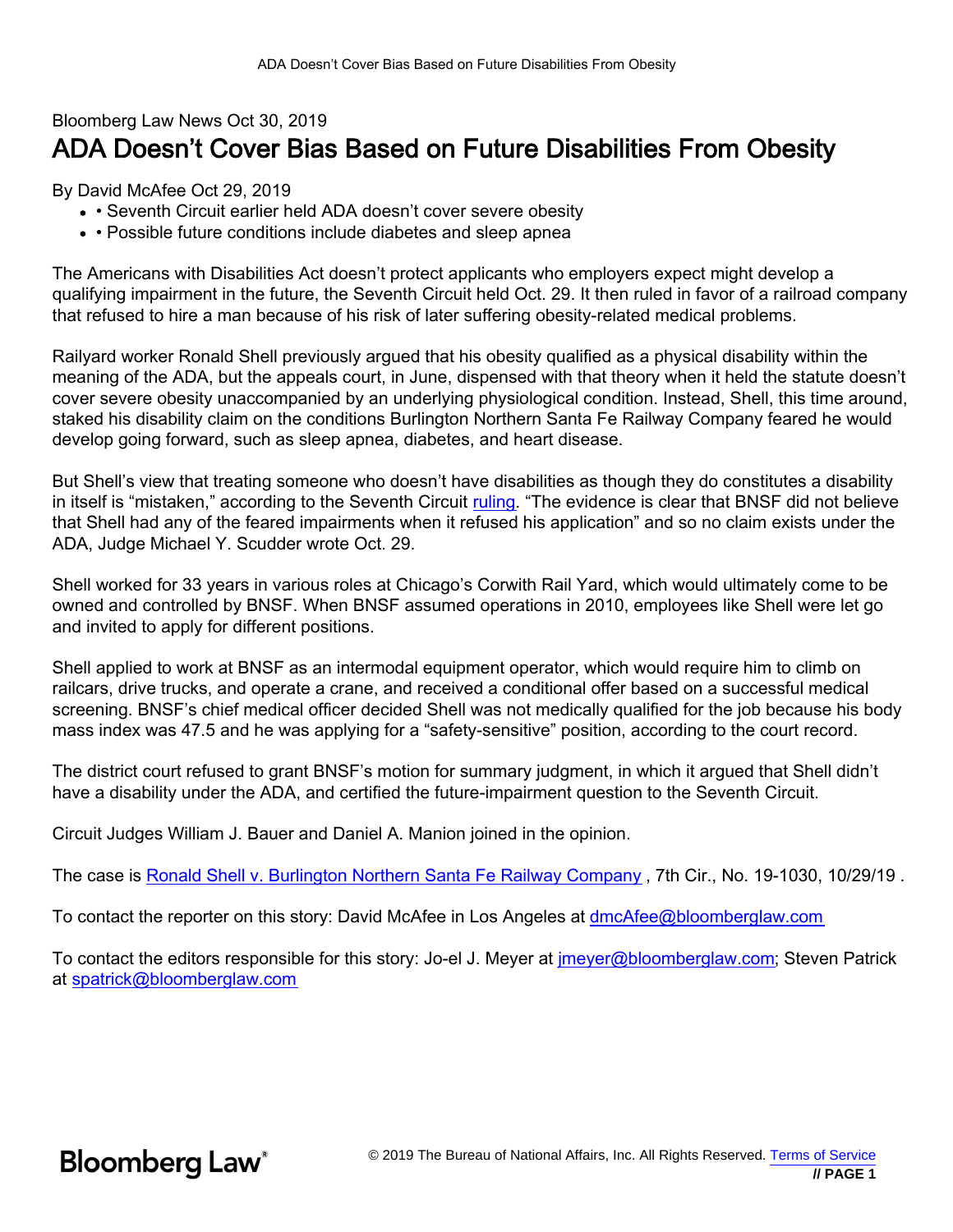Bloomberg Law News Oct 30, 2019

# ADA Doesn't Cover Bias Based on Future Disabilities From Obesity

By David McAfee Oct 29, 2019

- • Seventh Circuit earlier held ADA doesn't cover severe obesity
- • Possible future conditions include diabetes and sleep apnea

The Americans with Disabilities Act doesn't protect applicants who employers expect might develop a qualifying impairment in the future, the Seventh Circuit held Oct. 29. It then ruled in favor of a railroad company that refused to hire a man because of his risk of later suffering obesity-related medical problems.

Railyard worker Ronald Shell previously argued that his obesity qualified as a physical disability within the meaning of the ADA, but the appeals court, in June, dispensed with that theory when it held the statute doesn't cover severe obesity unaccompanied by an underlying physiological condition. Instead, Shell, this time around, staked his disability claim on the conditions Burlington Northern Santa Fe Railway Company feared he would develop going forward, such as sleep apnea, diabetes, and heart disease.

But Shell's view that treating someone who doesn't have disabilities as though they do constitutes a disability in itself is "mistaken," according to the Seventh Circuit ruling. "The evidence is clear that BNSF did not believe that Shell had any of the feared impairments when it refused his application" and so no claim exists under the ADA, Judge Michael Y. Scudder wrote Oct. 29.

Shell worked for 33 years in various roles at Chicago's Corwith Rail Yard, which would ultimately come to be owned and controlled by BNSF. When BNSF assumed operations in 2010, employees like Shell were let go and invited to apply for different positions.

Shell applied to work at BNSF as an intermodal equipment operator, which would require him to climb on railcars, drive trucks, and operate a crane, and received a conditional offer based on a successful medical screening. BNSF's chief medical officer decided Shell was not medically qualified for the job because his body mass index was 47.5 and he was applying for a "safety-sensitive" position, according to the court record.

The district court refused to grant BNSF's motion for summary judgment, in which it argued that Shell didn't have a disability under the ADA, and certified the future-impairment question to the Seventh Circuit.

Circuit Judges William J. Bauer and Daniel A. Manion joined in the opinion.

The case is Ronald Shell v. Burlington Northern Santa Fe Railway Company , 7th Cir., No. 19-1030, 10/29/19 .

To contact the reporter on this story: David McAfee in Los Angeles at dmcAfee@bloomberglaw.com

To contact the editors responsible for this story: Jo-el J. Meyer at jmeyer@bloomberglaw.com; Steven Patrick at spatrick@bloomberglaw.com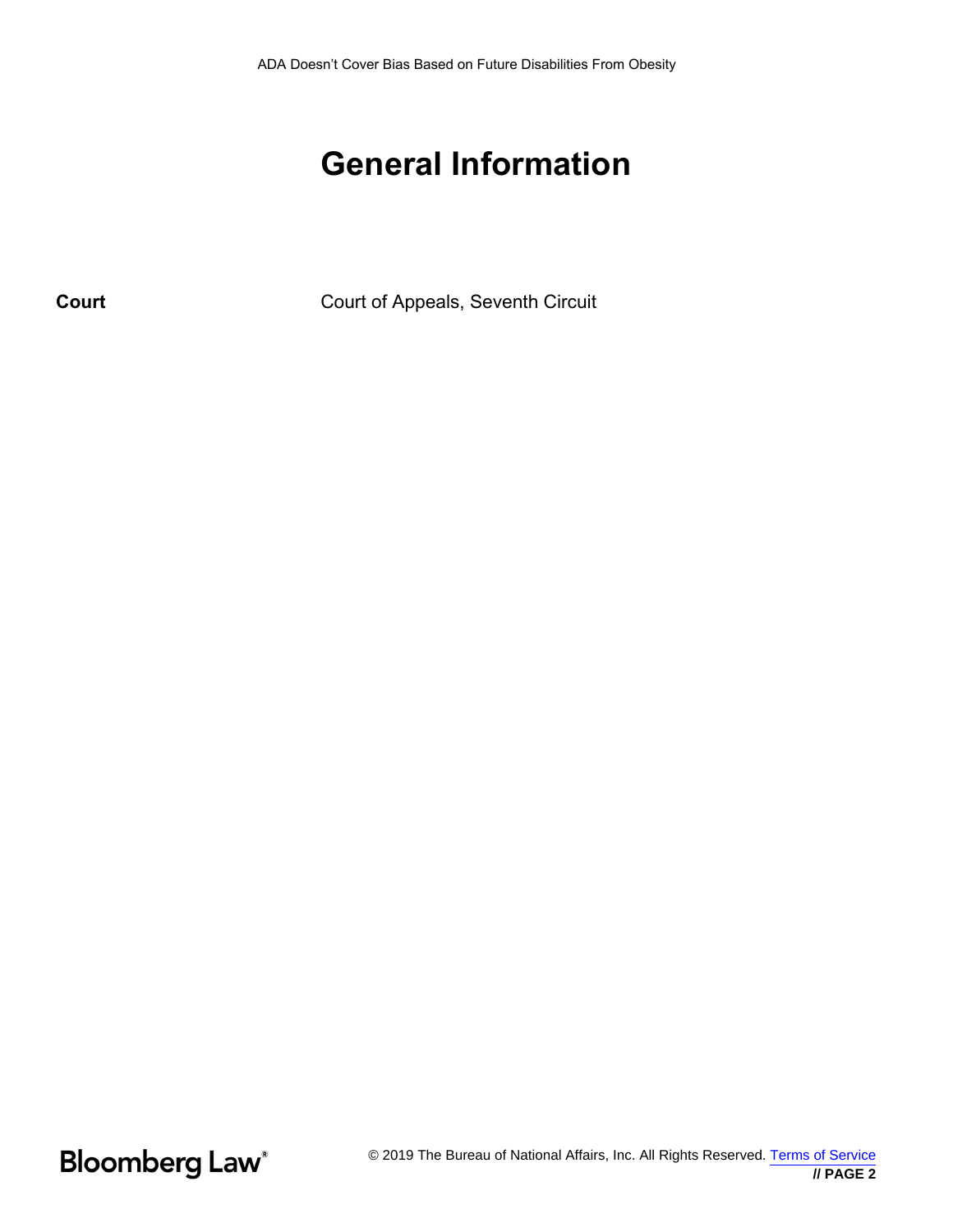# General Information

| | |
|---|---|
| **Court** | Court of Appeals, Seventh Circuit |